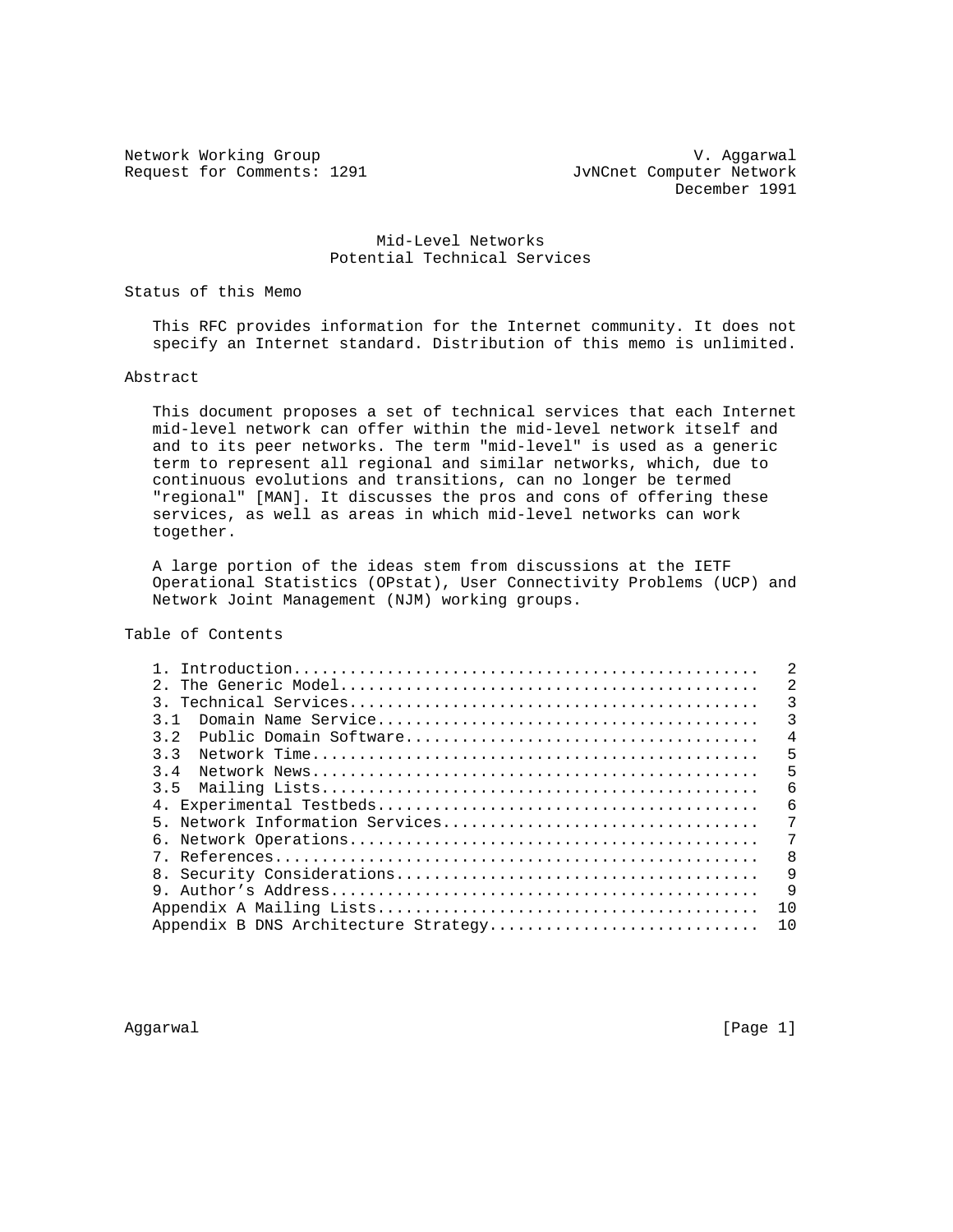Network Working Group V. Aggarwal
Request for Comments: 1291 JvNCnet Computer Network
December 1991

# Mid-Level Networks
# Potential Technical Services

## Status of this Memo

This RFC provides information for the Internet community. It does not specify an Internet standard. Distribution of this memo is unlimited.

## Abstract

This document proposes a set of technical services that each Internet mid-level network can offer within the mid-level network itself and and to its peer networks. The term "mid-level" is used as a generic term to represent all regional and similar networks, which, due to continuous evolutions and transitions, can no longer be termed "regional" [MAN]. It discusses the pros and cons of offering these services, as well as areas in which mid-level networks can work together.

A large portion of the ideas stem from discussions at the IETF Operational Statistics (OPstat), User Connectivity Problems (UCP) and Network Joint Management (NJM) working groups.

## Table of Contents

| Section | Page |
|---|---|
| 1. Introduction | 2 |
| 2. The Generic Model | 2 |
| 3. Technical Services | 3 |
| 3.1 Domain Name Service | 3 |
| 3.2 Public Domain Software | 4 |
| 3.3 Network Time | 5 |
| 3.4 Network News | 5 |
| 3.5 Mailing Lists | 6 |
| 4. Experimental Testbeds | 6 |
| 5. Network Information Services | 7 |
| 6. Network Operations | 7 |
| 7. References | 8 |
| 8. Security Considerations | 9 |
| 9. Author's Address | 9 |
| Appendix A Mailing Lists | 10 |
| Appendix B DNS Architecture Strategy | 10 |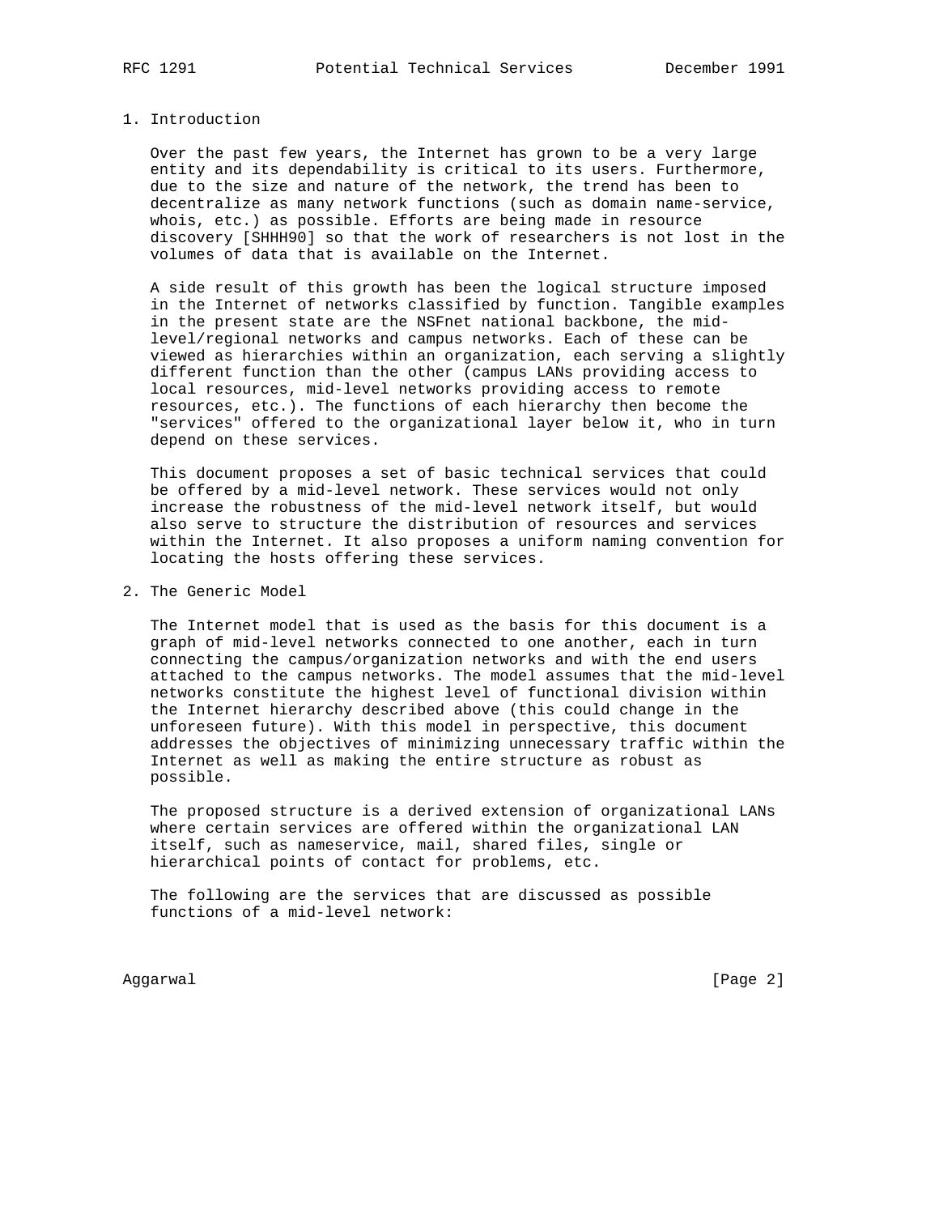## 1. Introduction

Over the past few years, the Internet has grown to be a very large entity and its dependability is critical to its users. Furthermore, due to the size and nature of the network, the trend has been to decentralize as many network functions (such as domain name-service, whois, etc.) as possible. Efforts are being made in resource discovery [SHHH90] so that the work of researchers is not lost in the volumes of data that is available on the Internet.

A side result of this growth has been the logical structure imposed in the Internet of networks classified by function. Tangible examples in the present state are the NSFnet national backbone, the mid-level/regional networks and campus networks. Each of these can be viewed as hierarchies within an organization, each serving a slightly different function than the other (campus LANs providing access to local resources, mid-level networks providing access to remote resources, etc.). The functions of each hierarchy then become the "services" offered to the organizational layer below it, who in turn depend on these services.

This document proposes a set of basic technical services that could be offered by a mid-level network. These services would not only increase the robustness of the mid-level network itself, but would also serve to structure the distribution of resources and services within the Internet. It also proposes a uniform naming convention for locating the hosts offering these services.

## 2. The Generic Model

The Internet model that is used as the basis for this document is a graph of mid-level networks connected to one another, each in turn connecting the campus/organization networks and with the end users attached to the campus networks. The model assumes that the mid-level networks constitute the highest level of functional division within the Internet hierarchy described above (this could change in the unforeseen future). With this model in perspective, this document addresses the objectives of minimizing unnecessary traffic within the Internet as well as making the entire structure as robust as possible.

The proposed structure is a derived extension of organizational LANs where certain services are offered within the organizational LAN itself, such as nameservice, mail, shared files, single or hierarchical points of contact for problems, etc.

The following are the services that are discussed as possible functions of a mid-level network: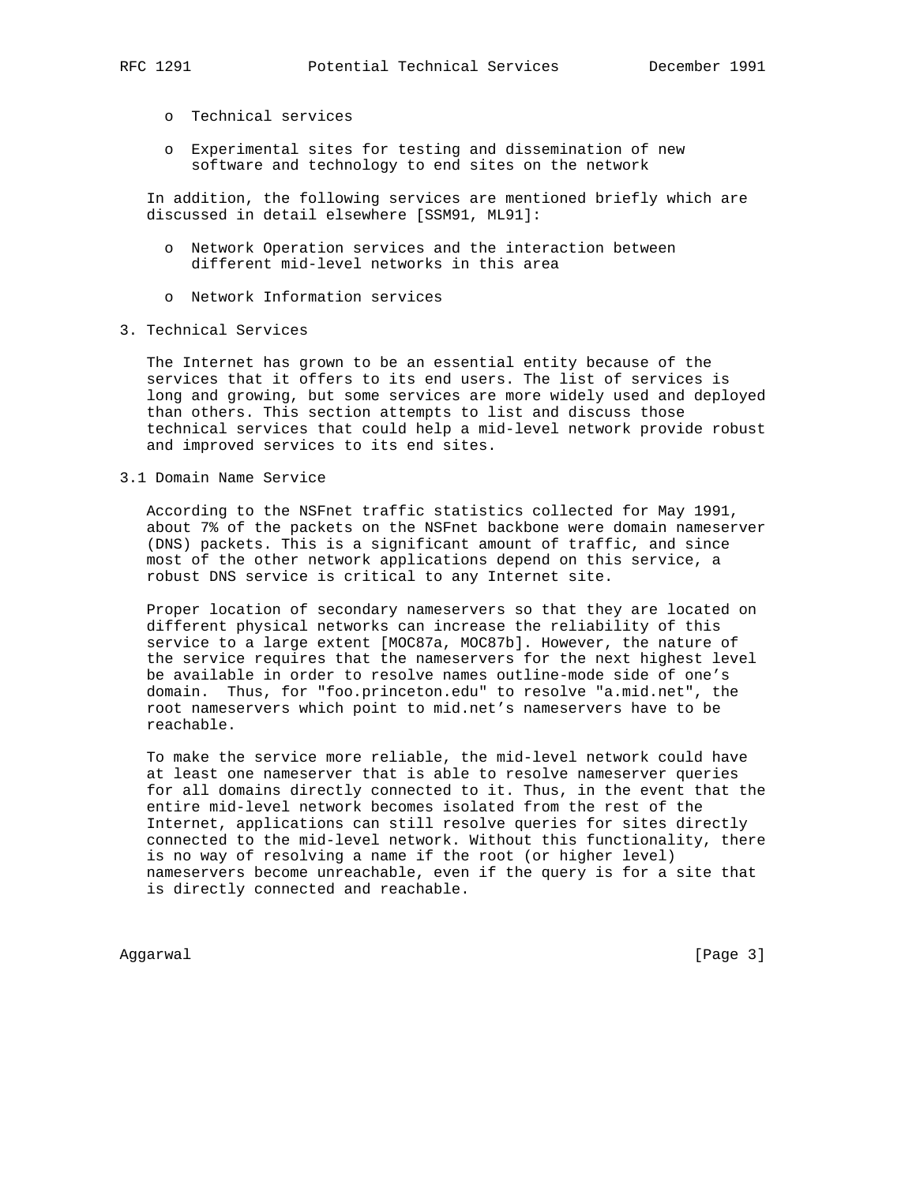- o Technical services

- o Experimental sites for testing and dissemination of new software and technology to end sites on the network

In addition, the following services are mentioned briefly which are discussed in detail elsewhere [SSM91, ML91]:

- o Network Operation services and the interaction between different mid-level networks in this area

- o Network Information services

## 3. Technical Services

The Internet has grown to be an essential entity because of the services that it offers to its end users. The list of services is long and growing, but some services are more widely used and deployed than others. This section attempts to list and discuss those technical services that could help a mid-level network provide robust and improved services to its end sites.

### 3.1 Domain Name Service

According to the NSFnet traffic statistics collected for May 1991, about 7% of the packets on the NSFnet backbone were domain nameserver (DNS) packets. This is a significant amount of traffic, and since most of the other network applications depend on this service, a robust DNS service is critical to any Internet site.

Proper location of secondary nameservers so that they are located on different physical networks can increase the reliability of this service to a large extent [MOC87a, MOC87b]. However, the nature of the service requires that the nameservers for the next highest level be available in order to resolve names outline-mode side of one’s domain. Thus, for "foo.princeton.edu" to resolve "a.mid.net", the root nameservers which point to mid.net’s nameservers have to be reachable.

To make the service more reliable, the mid-level network could have at least one nameserver that is able to resolve nameserver queries for all domains directly connected to it. Thus, in the event that the entire mid-level network becomes isolated from the rest of the Internet, applications can still resolve queries for sites directly connected to the mid-level network. Without this functionality, there is no way of resolving a name if the root (or higher level) nameservers become unreachable, even if the query is for a site that is directly connected and reachable.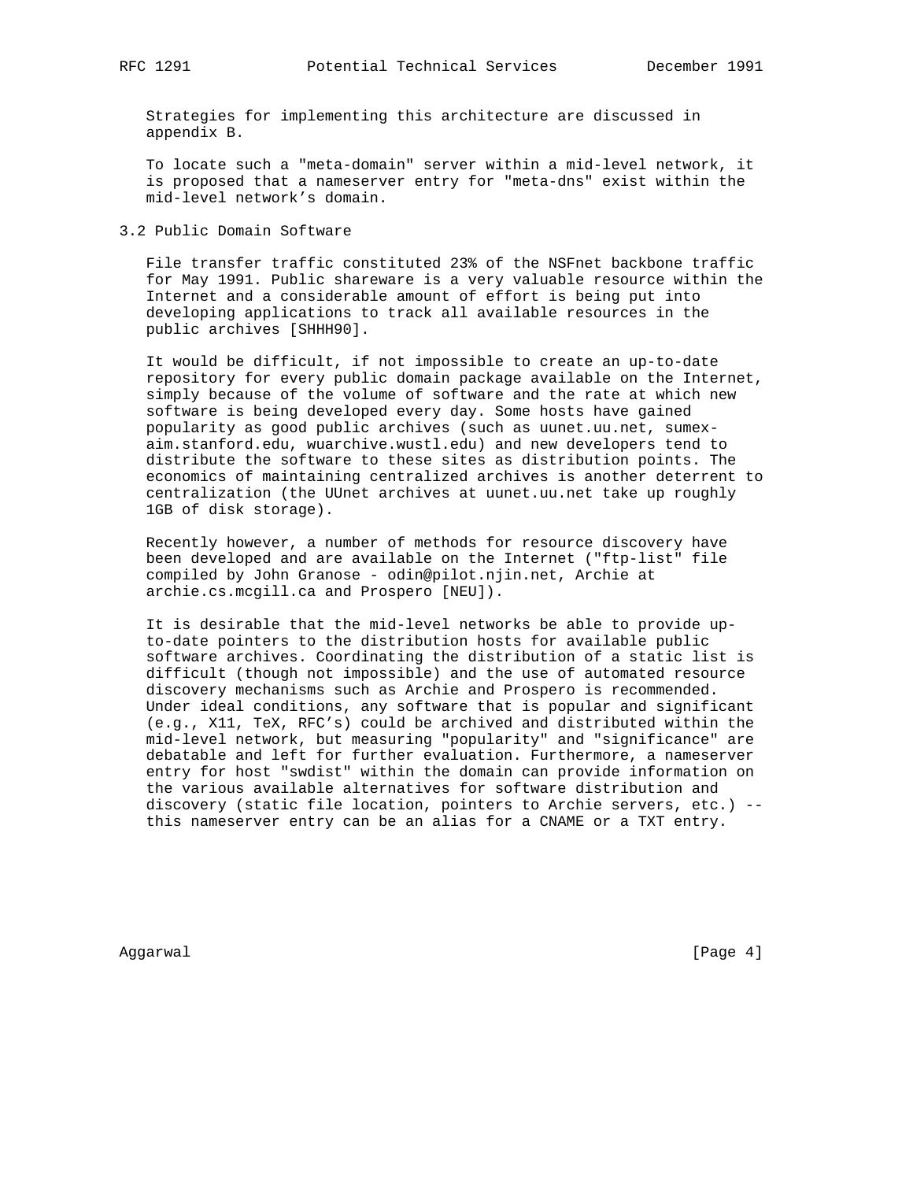Strategies for implementing this architecture are discussed in appendix B.

To locate such a "meta-domain" server within a mid-level network, it is proposed that a nameserver entry for "meta-dns" exist within the mid-level network’s domain.

### 3.2 Public Domain Software

File transfer traffic constituted 23% of the NSFnet backbone traffic for May 1991. Public shareware is a very valuable resource within the Internet and a considerable amount of effort is being put into developing applications to track all available resources in the public archives [SHHH90].

It would be difficult, if not impossible to create an up-to-date repository for every public domain package available on the Internet, simply because of the volume of software and the rate at which new software is being developed every day. Some hosts have gained popularity as good public archives (such as uunet.uu.net, sumex-aim.stanford.edu, wuarchive.wustl.edu) and new developers tend to distribute the software to these sites as distribution points. The economics of maintaining centralized archives is another deterrent to centralization (the UUnet archives at uunet.uu.net take up roughly 1GB of disk storage).

Recently however, a number of methods for resource discovery have been developed and are available on the Internet ("ftp-list" file compiled by John Granose - odin@pilot.njin.net, Archie at archie.cs.mcgill.ca and Prospero [NEU]).

It is desirable that the mid-level networks be able to provide up-to-date pointers to the distribution hosts for available public software archives. Coordinating the distribution of a static list is difficult (though not impossible) and the use of automated resource discovery mechanisms such as Archie and Prospero is recommended. Under ideal conditions, any software that is popular and significant (e.g., X11, TeX, RFC’s) could be archived and distributed within the mid-level network, but measuring "popularity" and "significance" are debatable and left for further evaluation. Furthermore, a nameserver entry for host "swdist" within the domain can provide information on the various available alternatives for software distribution and discovery (static file location, pointers to Archie servers, etc.) -- this nameserver entry can be an alias for a CNAME or a TXT entry.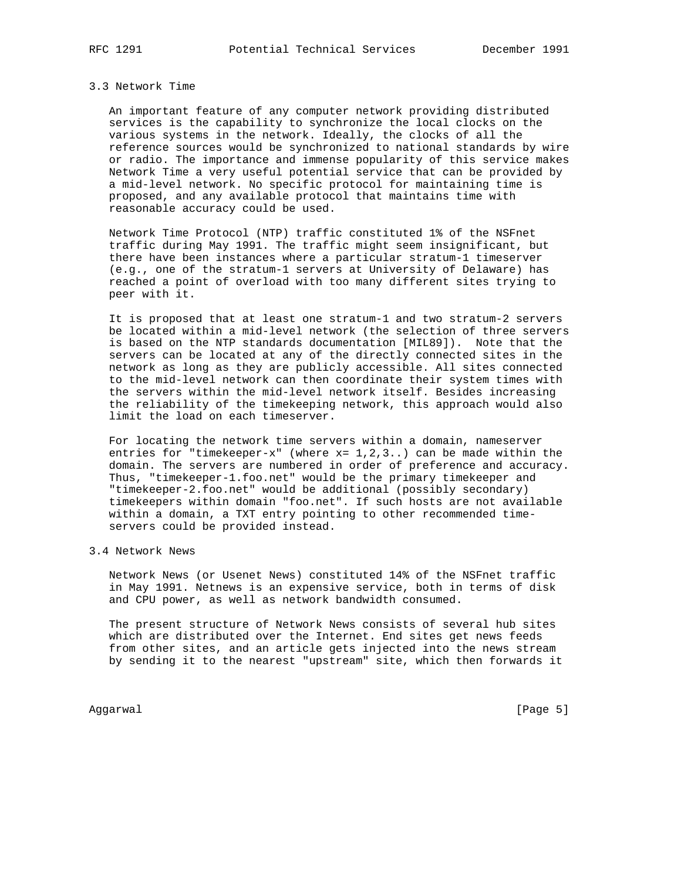### 3.3 Network Time

An important feature of any computer network providing distributed services is the capability to synchronize the local clocks on the various systems in the network. Ideally, the clocks of all the reference sources would be synchronized to national standards by wire or radio. The importance and immense popularity of this service makes Network Time a very useful potential service that can be provided by a mid-level network. No specific protocol for maintaining time is proposed, and any available protocol that maintains time with reasonable accuracy could be used.

Network Time Protocol (NTP) traffic constituted 1% of the NSFnet traffic during May 1991. The traffic might seem insignificant, but there have been instances where a particular stratum-1 timeserver (e.g., one of the stratum-1 servers at University of Delaware) has reached a point of overload with too many different sites trying to peer with it.

It is proposed that at least one stratum-1 and two stratum-2 servers be located within a mid-level network (the selection of three servers is based on the NTP standards documentation [MIL89]). Note that the servers can be located at any of the directly connected sites in the network as long as they are publicly accessible. All sites connected to the mid-level network can then coordinate their system times with the servers within the mid-level network itself. Besides increasing the reliability of the timekeeping network, this approach would also limit the load on each timeserver.

For locating the network time servers within a domain, nameserver entries for "timekeeper-x" (where x= 1,2,3..) can be made within the domain. The servers are numbered in order of preference and accuracy. Thus, "timekeeper-1.foo.net" would be the primary timekeeper and "timekeeper-2.foo.net" would be additional (possibly secondary) timekeepers within domain "foo.net". If such hosts are not available within a domain, a TXT entry pointing to other recommended time-servers could be provided instead.

### 3.4 Network News

Network News (or Usenet News) constituted 14% of the NSFnet traffic in May 1991. Netnews is an expensive service, both in terms of disk and CPU power, as well as network bandwidth consumed.

The present structure of Network News consists of several hub sites which are distributed over the Internet. End sites get news feeds from other sites, and an article gets injected into the news stream by sending it to the nearest "upstream" site, which then forwards it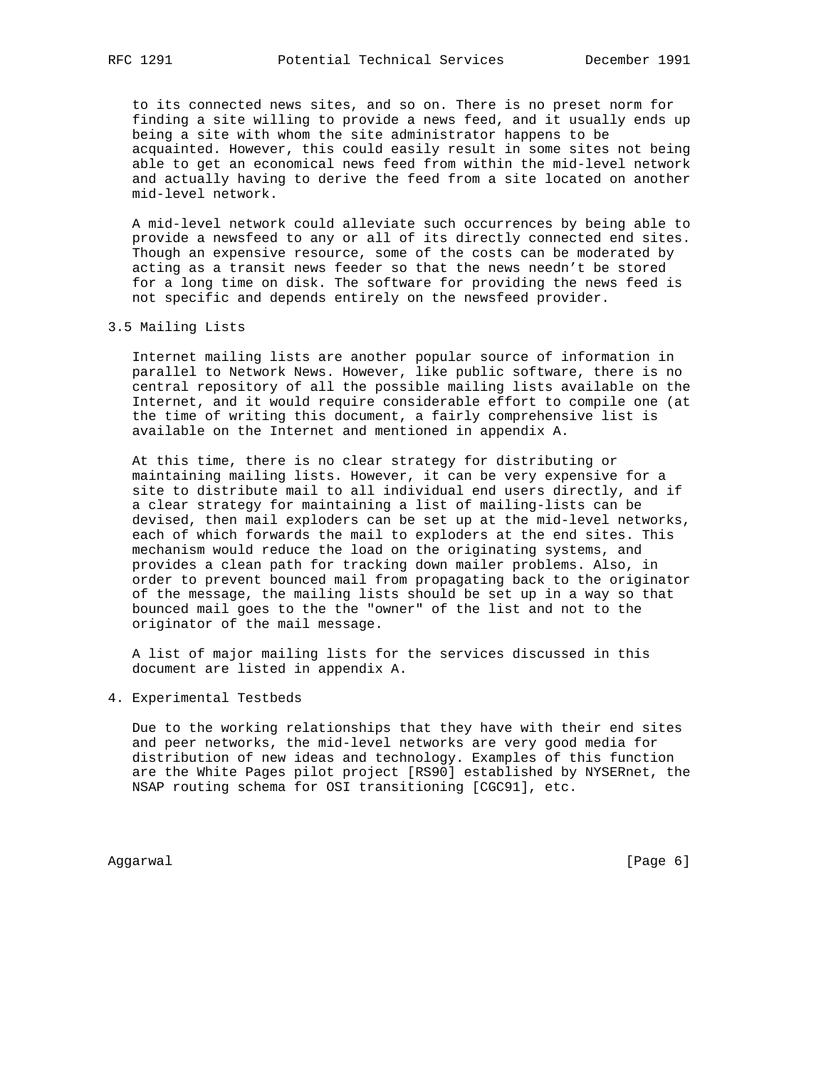to its connected news sites, and so on. There is no preset norm for finding a site willing to provide a news feed, and it usually ends up being a site with whom the site administrator happens to be acquainted. However, this could easily result in some sites not being able to get an economical news feed from within the mid-level network and actually having to derive the feed from a site located on another mid-level network.

A mid-level network could alleviate such occurrences by being able to provide a newsfeed to any or all of its directly connected end sites. Though an expensive resource, some of the costs can be moderated by acting as a transit news feeder so that the news needn't be stored for a long time on disk. The software for providing the news feed is not specific and depends entirely on the newsfeed provider.

### 3.5 Mailing Lists

Internet mailing lists are another popular source of information in parallel to Network News. However, like public software, there is no central repository of all the possible mailing lists available on the Internet, and it would require considerable effort to compile one (at the time of writing this document, a fairly comprehensive list is available on the Internet and mentioned in appendix A.

At this time, there is no clear strategy for distributing or maintaining mailing lists. However, it can be very expensive for a site to distribute mail to all individual end users directly, and if a clear strategy for maintaining a list of mailing-lists can be devised, then mail exploders can be set up at the mid-level networks, each of which forwards the mail to exploders at the end sites. This mechanism would reduce the load on the originating systems, and provides a clean path for tracking down mailer problems. Also, in order to prevent bounced mail from propagating back to the originator of the message, the mailing lists should be set up in a way so that bounced mail goes to the the "owner" of the list and not to the originator of the mail message.

A list of major mailing lists for the services discussed in this document are listed in appendix A.

## 4. Experimental Testbeds

Due to the working relationships that they have with their end sites and peer networks, the mid-level networks are very good media for distribution of new ideas and technology. Examples of this function are the White Pages pilot project [RS90] established by NYSERnet, the NSAP routing schema for OSI transitioning [CGC91], etc.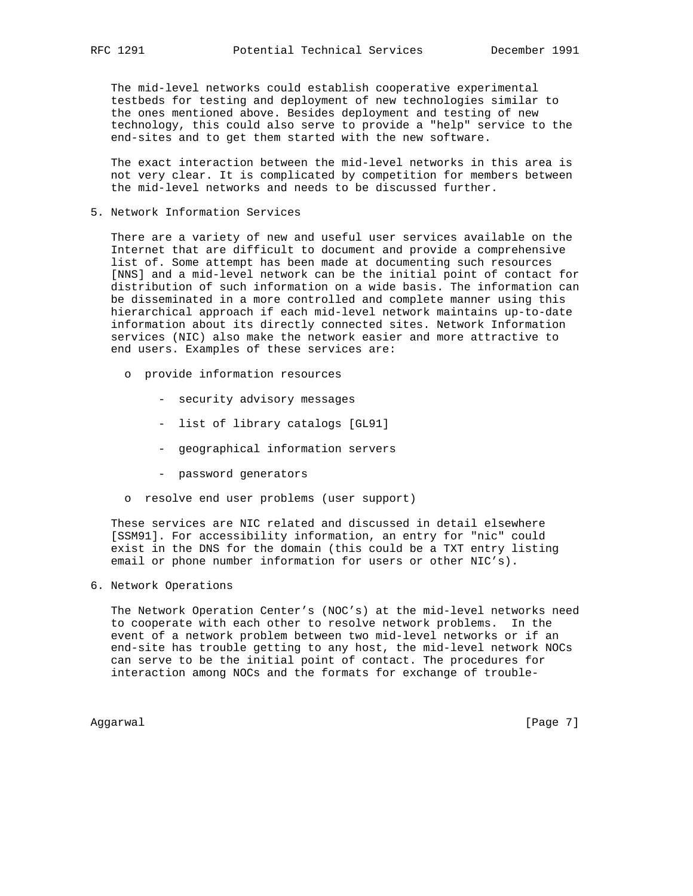The mid-level networks could establish cooperative experimental testbeds for testing and deployment of new technologies similar to the ones mentioned above. Besides deployment and testing of new technology, this could also serve to provide a "help" service to the end-sites and to get them started with the new software.

The exact interaction between the mid-level networks in this area is not very clear. It is complicated by competition for members between the mid-level networks and needs to be discussed further.

## 5. Network Information Services

There are a variety of new and useful user services available on the Internet that are difficult to document and provide a comprehensive list of. Some attempt has been made at documenting such resources [NNS] and a mid-level network can be the initial point of contact for distribution of such information on a wide basis. The information can be disseminated in a more controlled and complete manner using this hierarchical approach if each mid-level network maintains up-to-date information about its directly connected sites. Network Information services (NIC) also make the network easier and more attractive to end users. Examples of these services are:

- provide information resources
  - security advisory messages
  - list of library catalogs [GL91]
  - geographical information servers
  - password generators
- resolve end user problems (user support)

These services are NIC related and discussed in detail elsewhere [SSM91]. For accessibility information, an entry for "nic" could exist in the DNS for the domain (this could be a TXT entry listing email or phone number information for users or other NIC's).

## 6. Network Operations

The Network Operation Center's (NOC's) at the mid-level networks need to cooperate with each other to resolve network problems. In the event of a network problem between two mid-level networks or if an end-site has trouble getting to any host, the mid-level network NOCs can serve to be the initial point of contact. The procedures for interaction among NOCs and the formats for exchange of trouble-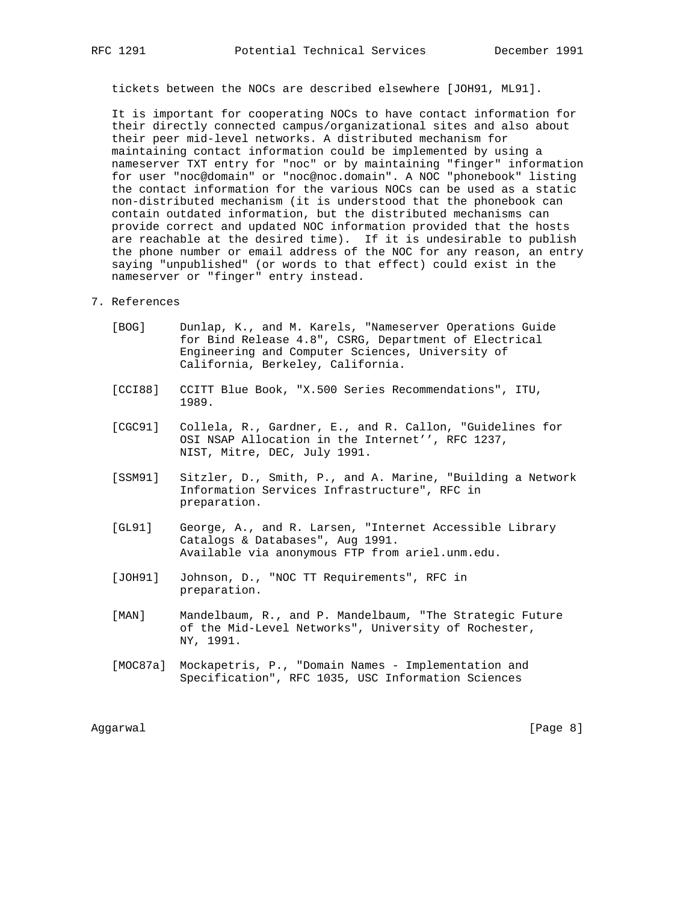tickets between the NOCs are described elsewhere [JOH91, ML91].

It is important for cooperating NOCs to have contact information for their directly connected campus/organizational sites and also about their peer mid-level networks. A distributed mechanism for maintaining contact information could be implemented by using a nameserver TXT entry for "noc" or by maintaining "finger" information for user "noc@domain" or "noc@noc.domain". A NOC "phonebook" listing the contact information for the various NOCs can be used as a static non-distributed mechanism (it is understood that the phonebook can contain outdated information, but the distributed mechanisms can provide correct and updated NOC information provided that the hosts are reachable at the desired time). If it is undesirable to publish the phone number or email address of the NOC for any reason, an entry saying "unpublished" (or words to that effect) could exist in the nameserver or "finger" entry instead.

## 7. References

[BOG] Dunlap, K., and M. Karels, "Nameserver Operations Guide for Bind Release 4.8", CSRG, Department of Electrical Engineering and Computer Sciences, University of California, Berkeley, California.

[CCI88] CCITT Blue Book, "X.500 Series Recommendations", ITU, 1989.

[CGC91] Collela, R., Gardner, E., and R. Callon, "Guidelines for OSI NSAP Allocation in the Internet’’, RFC 1237, NIST, Mitre, DEC, July 1991.

[SSM91] Sitzler, D., Smith, P., and A. Marine, "Building a Network Information Services Infrastructure", RFC in preparation.

[GL91] George, A., and R. Larsen, "Internet Accessible Library Catalogs & Databases", Aug 1991. Available via anonymous FTP from ariel.unm.edu.

[JOH91] Johnson, D., "NOC TT Requirements", RFC in preparation.

[MAN] Mandelbaum, R., and P. Mandelbaum, "The Strategic Future of the Mid-Level Networks", University of Rochester, NY, 1991.

[MOC87a] Mockapetris, P., "Domain Names - Implementation and Specification", RFC 1035, USC Information Sciences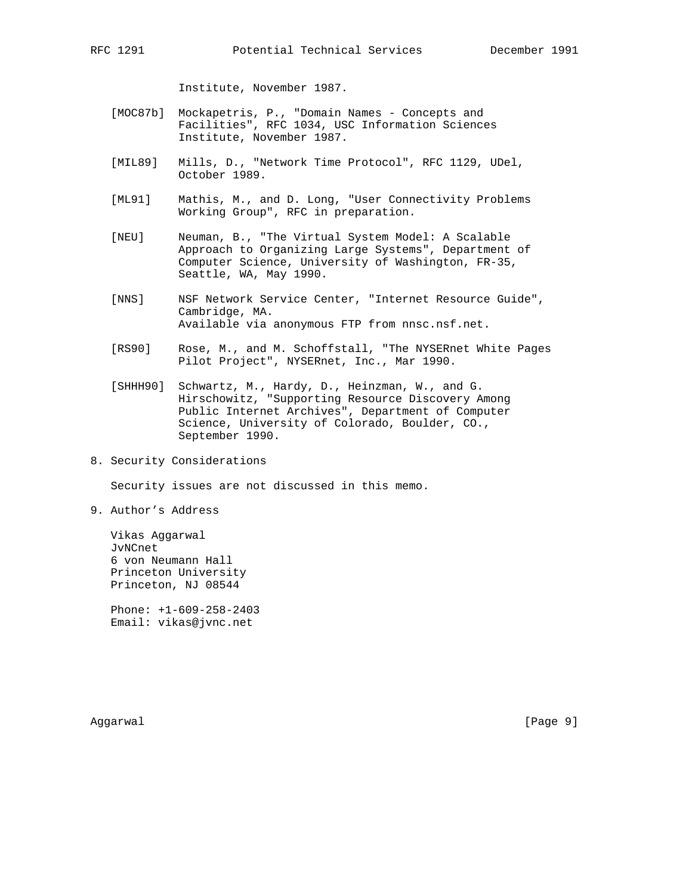Institute, November 1987.

[MOC87b] Mockapetris, P., "Domain Names - Concepts and Facilities", RFC 1034, USC Information Sciences Institute, November 1987.

[MIL89] Mills, D., "Network Time Protocol", RFC 1129, UDel, October 1989.

[ML91] Mathis, M., and D. Long, "User Connectivity Problems Working Group", RFC in preparation.

[NEU] Neuman, B., "The Virtual System Model: A Scalable Approach to Organizing Large Systems", Department of Computer Science, University of Washington, FR-35, Seattle, WA, May 1990.

[NNS] NSF Network Service Center, "Internet Resource Guide", Cambridge, MA. Available via anonymous FTP from nnsc.nsf.net.

[RS90] Rose, M., and M. Schoffstall, "The NYSERnet White Pages Pilot Project", NYSERnet, Inc., Mar 1990.

[SHHH90] Schwartz, M., Hardy, D., Heinzman, W., and G. Hirschowitz, "Supporting Resource Discovery Among Public Internet Archives", Department of Computer Science, University of Colorado, Boulder, CO., September 1990.

## 8. Security Considerations

Security issues are not discussed in this memo.

## 9. Author's Address

Vikas Aggarwal
JvNCnet
6 von Neumann Hall
Princeton University
Princeton, NJ 08544

Phone: +1-609-258-2403
Email: vikas@jvnc.net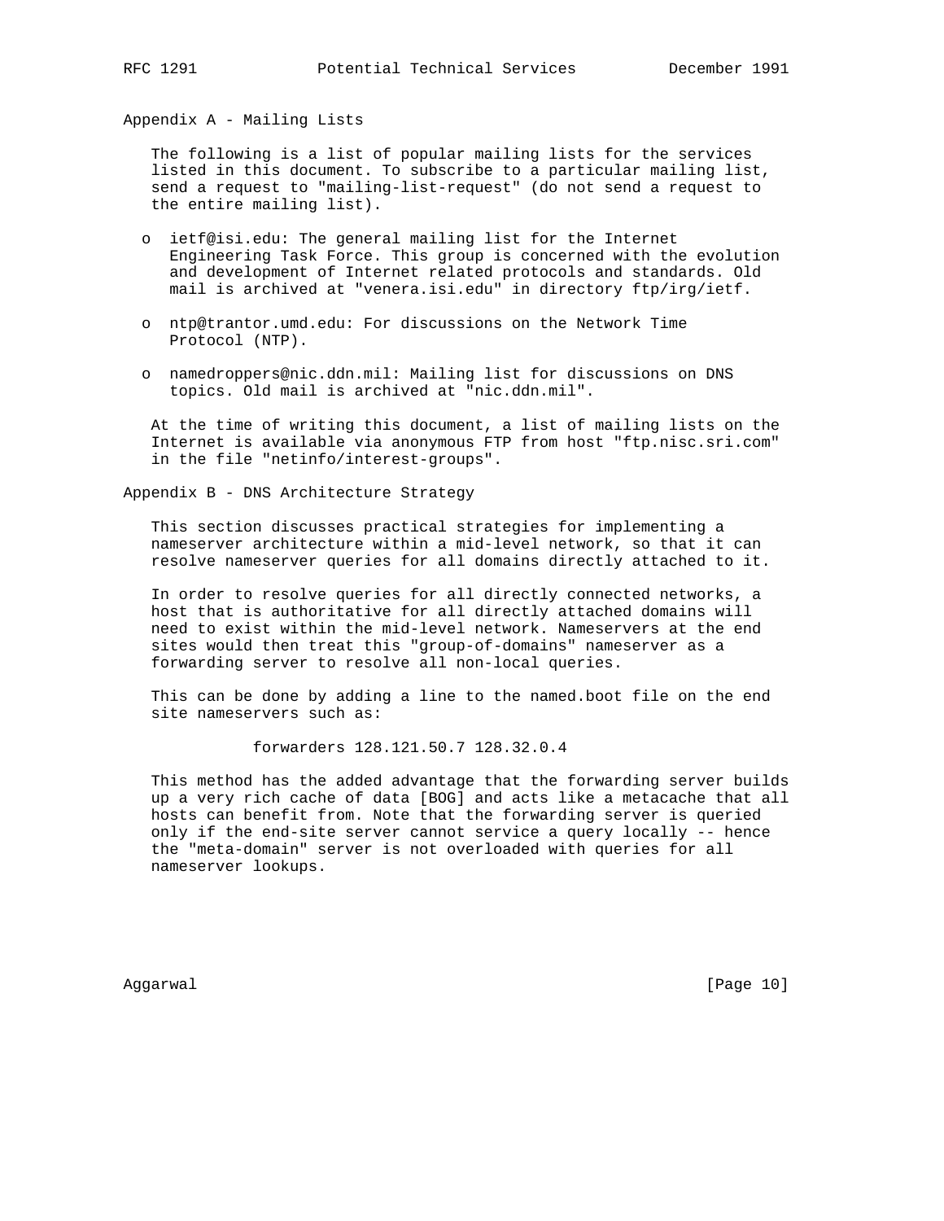## Appendix A - Mailing Lists

The following is a list of popular mailing lists for the services listed in this document. To subscribe to a particular mailing list, send a request to "mailing-list-request" (do not send a request to the entire mailing list).

- ietf@isi.edu: The general mailing list for the Internet Engineering Task Force. This group is concerned with the evolution and development of Internet related protocols and standards. Old mail is archived at "venera.isi.edu" in directory ftp/irg/ietf.

- ntp@trantor.umd.edu: For discussions on the Network Time Protocol (NTP).

- namedroppers@nic.ddn.mil: Mailing list for discussions on DNS topics. Old mail is archived at "nic.ddn.mil".

At the time of writing this document, a list of mailing lists on the Internet is available via anonymous FTP from host "ftp.nisc.sri.com" in the file "netinfo/interest-groups".

## Appendix B - DNS Architecture Strategy

This section discusses practical strategies for implementing a nameserver architecture within a mid-level network, so that it can resolve nameserver queries for all domains directly attached to it.

In order to resolve queries for all directly connected networks, a host that is authoritative for all directly attached domains will need to exist within the mid-level network. Nameservers at the end sites would then treat this "group-of-domains" nameserver as a forwarding server to resolve all non-local queries.

This can be done by adding a line to the named.boot file on the end site nameservers such as:

```
forwarders 128.121.50.7 128.32.0.4
```

This method has the added advantage that the forwarding server builds up a very rich cache of data [BOG] and acts like a metacache that all hosts can benefit from. Note that the forwarding server is queried only if the end-site server cannot service a query locally -- hence the "meta-domain" server is not overloaded with queries for all nameserver lookups.